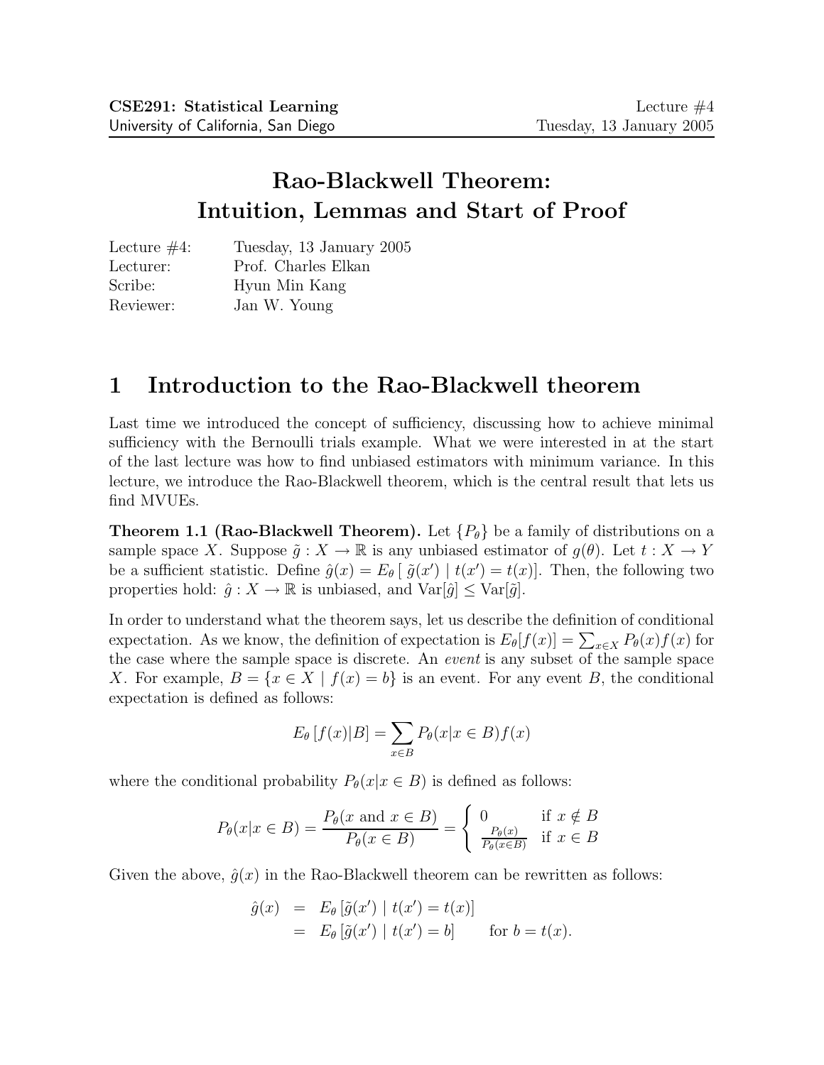**CSE291: Statistical Learning** — University of California, San Diego — Lecture #4 — Tuesday, 13 January 2005

# Rao-Blackwell Theorem: Intuition, Lemmas and Start of Proof

Lecture #4: Tuesday, 13 January 2005
Lecturer: Prof. Charles Elkan
Scribe: Hyun Min Kang
Reviewer: Jan W. Young

## 1 Introduction to the Rao-Blackwell theorem

Last time we introduced the concept of sufficiency, discussing how to achieve minimal sufficiency with the Bernoulli trials example. What we were interested in at the start of the last lecture was how to find unbiased estimators with minimum variance. In this lecture, we introduce the Rao-Blackwell theorem, which is the central result that lets us find MVUEs.

**Theorem 1.1 (Rao-Blackwell Theorem).** Let $\{P_\theta\}$ be a family of distributions on a sample space $X$. Suppose $\tilde{g} : X \to \mathbb{R}$ is any unbiased estimator of $g(\theta)$. Let $t : X \to Y$ be a sufficient statistic. Define $\hat{g}(x) = E_\theta[\, \tilde{g}(x') \mid t(x') = t(x)]$. Then, the following two properties hold: $\hat{g} : X \to \mathbb{R}$ is unbiased, and $\text{Var}[\hat{g}] \leq \text{Var}[\tilde{g}]$.

In order to understand what the theorem says, let us describe the definition of conditional expectation. As we know, the definition of expectation is $E_\theta[f(x)] = \sum_{x \in X} P_\theta(x) f(x)$ for the case where the sample space is discrete. An *event* is any subset of the sample space $X$. For example, $B = \{x \in X \mid f(x) = b\}$ is an event. For any event $B$, the conditional expectation is defined as follows:

$$E_\theta[f(x)|B] = \sum_{x \in B} P_\theta(x|x \in B) f(x)$$

where the conditional probability $P_\theta(x|x \in B)$ is defined as follows:

$$P_\theta(x|x \in B) = \frac{P_\theta(x \text{ and } x \in B)}{P_\theta(x \in B)} = \begin{cases} 0 & \text{if } x \notin B \\ \frac{P_\theta(x)}{P_\theta(x \in B)} & \text{if } x \in B \end{cases}$$

Given the above, $\hat{g}(x)$ in the Rao-Blackwell theorem can be rewritten as follows:

$$\begin{aligned} \hat{g}(x) &= E_\theta[\tilde{g}(x') \mid t(x') = t(x)] \\ &= E_\theta[\tilde{g}(x') \mid t(x') = b] \qquad \text{for } b = t(x). \end{aligned}$$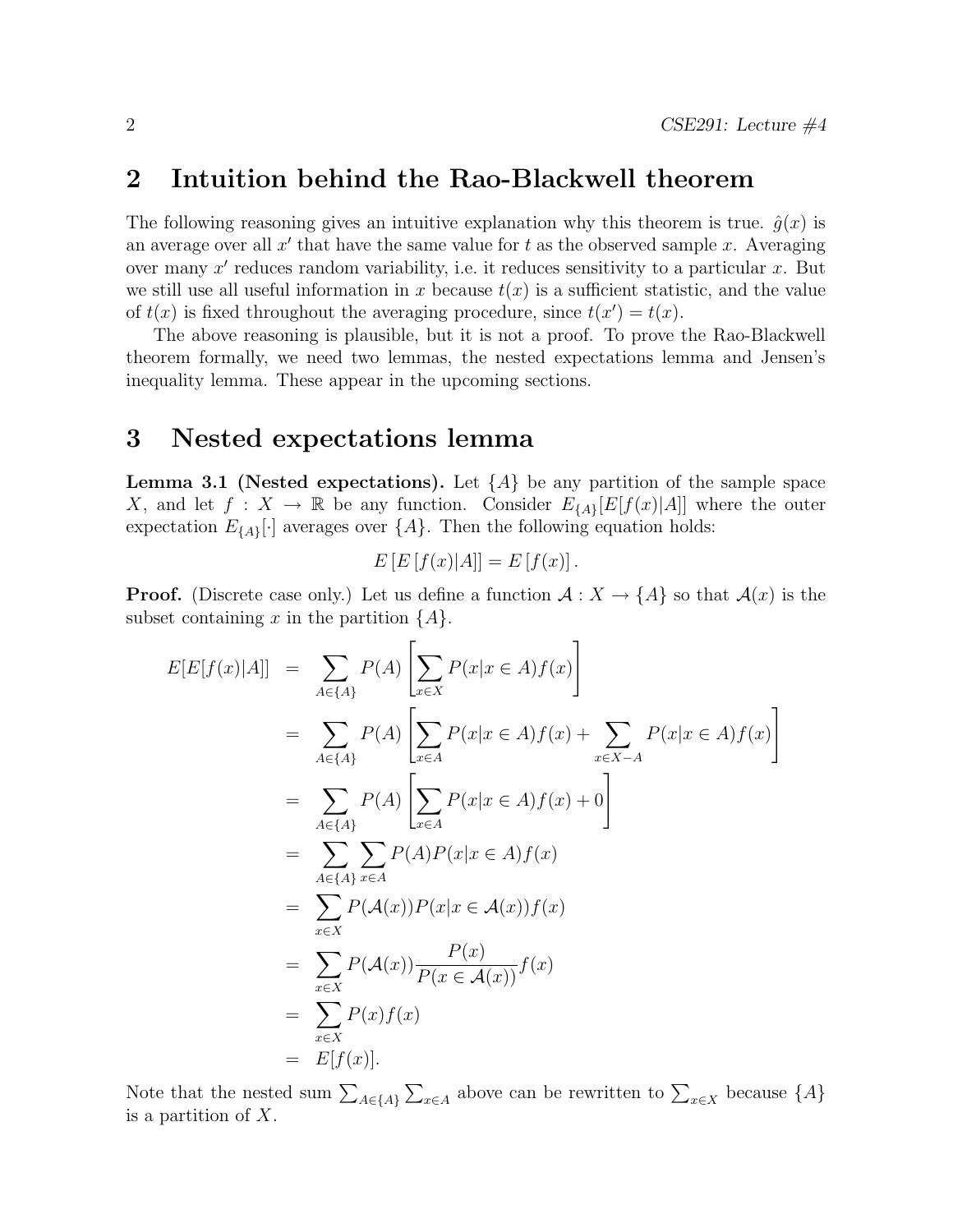## 2 Intuition behind the Rao-Blackwell theorem

The following reasoning gives an intuitive explanation why this theorem is true. $\hat{g}(x)$ is an average over all $x'$ that have the same value for $t$ as the observed sample $x$. Averaging over many $x'$ reduces random variability, i.e. it reduces sensitivity to a particular $x$. But we still use all useful information in $x$ because $t(x)$ is a sufficient statistic, and the value of $t(x)$ is fixed throughout the averaging procedure, since $t(x') = t(x)$.

The above reasoning is plausible, but it is not a proof. To prove the Rao-Blackwell theorem formally, we need two lemmas, the nested expectations lemma and Jensen's inequality lemma. These appear in the upcoming sections.

## 3 Nested expectations lemma

**Lemma 3.1 (Nested expectations).** Let $\{A\}$ be any partition of the sample space $X$, and let $f : X \to \mathbb{R}$ be any function. Consider $E_{\{A\}}[E[f(x)|A]]$ where the outer expectation $E_{\{A\}}[\cdot]$ averages over $\{A\}$. Then the following equation holds:

$$E\left[E\left[f(x)|A\right]\right] = E\left[f(x)\right].$$

**Proof.** (Discrete case only.) Let us define a function $\mathcal{A} : X \to \{A\}$ so that $\mathcal{A}(x)$ is the subset containing $x$ in the partition $\{A\}$.

$$\begin{aligned}
E[E[f(x)|A]] &= \sum_{A \in \{A\}} P(A) \left[ \sum_{x \in X} P(x|x \in A) f(x) \right] \\
&= \sum_{A \in \{A\}} P(A) \left[ \sum_{x \in A} P(x|x \in A) f(x) + \sum_{x \in X - A} P(x|x \in A) f(x) \right] \\
&= \sum_{A \in \{A\}} P(A) \left[ \sum_{x \in A} P(x|x \in A) f(x) + 0 \right] \\
&= \sum_{A \in \{A\}} \sum_{x \in A} P(A) P(x|x \in A) f(x) \\
&= \sum_{x \in X} P(\mathcal{A}(x)) P(x|x \in \mathcal{A}(x)) f(x) \\
&= \sum_{x \in X} P(\mathcal{A}(x)) \frac{P(x)}{P(x \in \mathcal{A}(x))} f(x) \\
&= \sum_{x \in X} P(x) f(x) \\
&= E[f(x)].
\end{aligned}$$

Note that the nested sum $\sum_{A \in \{A\}} \sum_{x \in A}$ above can be rewritten to $\sum_{x \in X}$ because $\{A\}$ is a partition of $X$.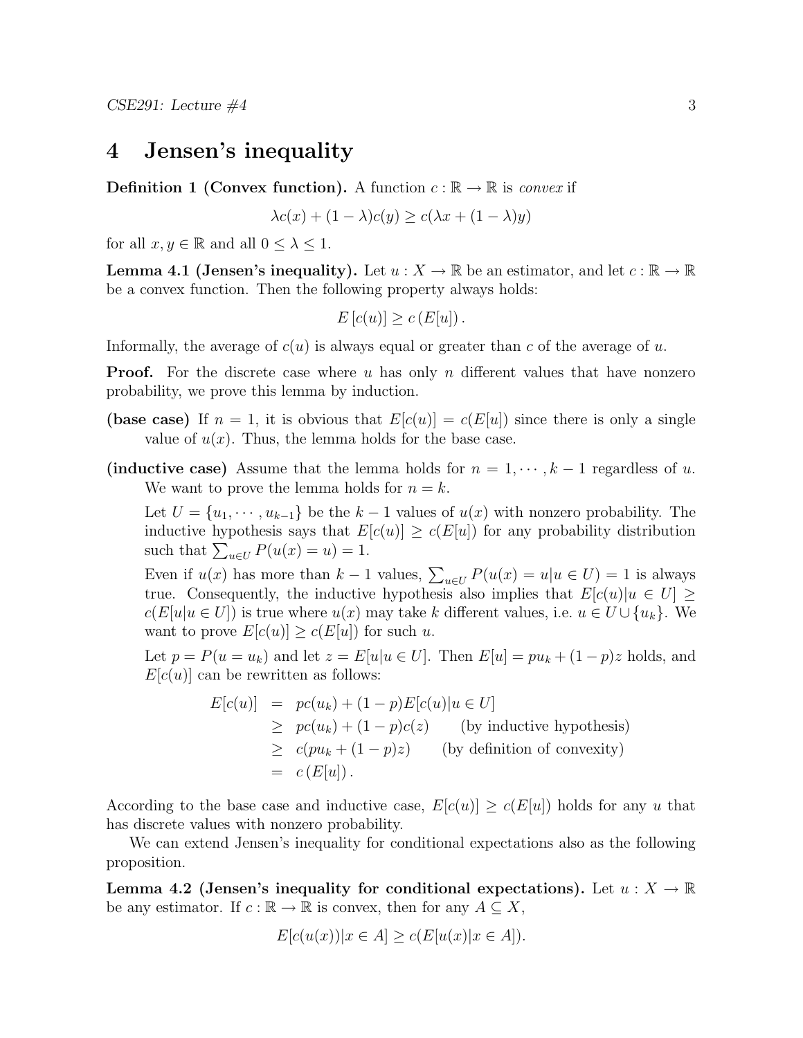# 4 Jensen's inequality

**Definition 1 (Convex function).** A function $c : \mathbb{R} \to \mathbb{R}$ is *convex* if

$$\lambda c(x) + (1 - \lambda)c(y) \geq c(\lambda x + (1 - \lambda)y)$$

for all $x, y \in \mathbb{R}$ and all $0 \leq \lambda \leq 1$.

**Lemma 4.1 (Jensen's inequality).** Let $u : X \to \mathbb{R}$ be an estimator, and let $c : \mathbb{R} \to \mathbb{R}$ be a convex function. Then the following property always holds:

$$E\left[c(u)\right] \geq c\left(E[u]\right).$$

Informally, the average of $c(u)$ is always equal or greater than $c$ of the average of $u$.

**Proof.** For the discrete case where $u$ has only $n$ different values that have nonzero probability, we prove this lemma by induction.

**(base case)** If $n = 1$, it is obvious that $E[c(u)] = c(E[u])$ since there is only a single value of $u(x)$. Thus, the lemma holds for the base case.

**(inductive case)** Assume that the lemma holds for $n = 1, \cdots, k - 1$ regardless of $u$. We want to prove the lemma holds for $n = k$.

Let $U = \{u_1, \cdots, u_{k-1}\}$ be the $k - 1$ values of $u(x)$ with nonzero probability. The inductive hypothesis says that $E[c(u)] \geq c(E[u])$ for any probability distribution such that $\sum_{u \in U} P(u(x) = u) = 1$.

Even if $u(x)$ has more than $k - 1$ values, $\sum_{u \in U} P(u(x) = u | u \in U) = 1$ is always true. Consequently, the inductive hypothesis also implies that $E[c(u)|u \in U] \geq c(E[u|u \in U])$ is true where $u(x)$ may take $k$ different values, i.e. $u \in U \cup \{u_k\}$. We want to prove $E[c(u)] \geq c(E[u])$ for such $u$.

Let $p = P(u = u_k)$ and let $z = E[u|u \in U]$. Then $E[u] = pu_k + (1 - p)z$ holds, and $E[c(u)]$ can be rewritten as follows:

$$\begin{aligned}
E[c(u)] &= pc(u_k) + (1 - p)E[c(u)|u \in U] \\
&\geq pc(u_k) + (1 - p)c(z) \qquad \text{(by inductive hypothesis)} \\
&\geq c(pu_k + (1 - p)z) \qquad \text{(by definition of convexity)} \\
&= c\left(E[u]\right).
\end{aligned}$$

According to the base case and inductive case, $E[c(u)] \geq c(E[u])$ holds for any $u$ that has discrete values with nonzero probability.

We can extend Jensen's inequality for conditional expectations also as the following proposition.

**Lemma 4.2 (Jensen's inequality for conditional expectations).** Let $u : X \to \mathbb{R}$ be any estimator. If $c : \mathbb{R} \to \mathbb{R}$ is convex, then for any $A \subseteq X$,

$$E[c(u(x))|x \in A] \geq c(E[u(x)|x \in A]).$$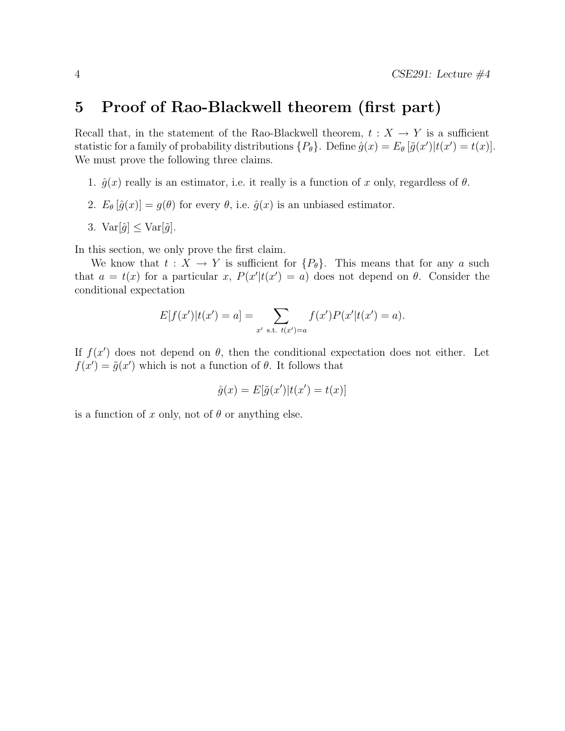## 5 Proof of Rao-Blackwell theorem (first part)

Recall that, in the statement of the Rao-Blackwell theorem, $t : X \to Y$ is a sufficient statistic for a family of probability distributions $\{P_\theta\}$. Define $\hat{g}(x) = E_\theta \left[\tilde{g}(x') | t(x') = t(x)\right]$. We must prove the following three claims.

1. $\hat{g}(x)$ really is an estimator, i.e. it really is a function of $x$ only, regardless of $\theta$.
2. $E_\theta \left[\hat{g}(x)\right] = g(\theta)$ for every $\theta$, i.e. $\hat{g}(x)$ is an unbiased estimator.
3. $\mathrm{Var}[\hat{g}] \leq \mathrm{Var}[\tilde{g}]$.

In this section, we only prove the first claim.

We know that $t : X \to Y$ is sufficient for $\{P_\theta\}$. This means that for any $a$ such that $a = t(x)$ for a particular $x$, $P(x' | t(x') = a)$ does not depend on $\theta$. Consider the conditional expectation

$$E[f(x') | t(x') = a] = \sum_{x' \text{ s.t. } t(x') = a} f(x') P(x' | t(x') = a).$$

If $f(x')$ does not depend on $\theta$, then the conditional expectation does not either. Let $f(x') = \tilde{g}(x')$ which is not a function of $\theta$. It follows that

$$\hat{g}(x) = E[\tilde{g}(x') | t(x') = t(x)]$$

is a function of $x$ only, not of $\theta$ or anything else.